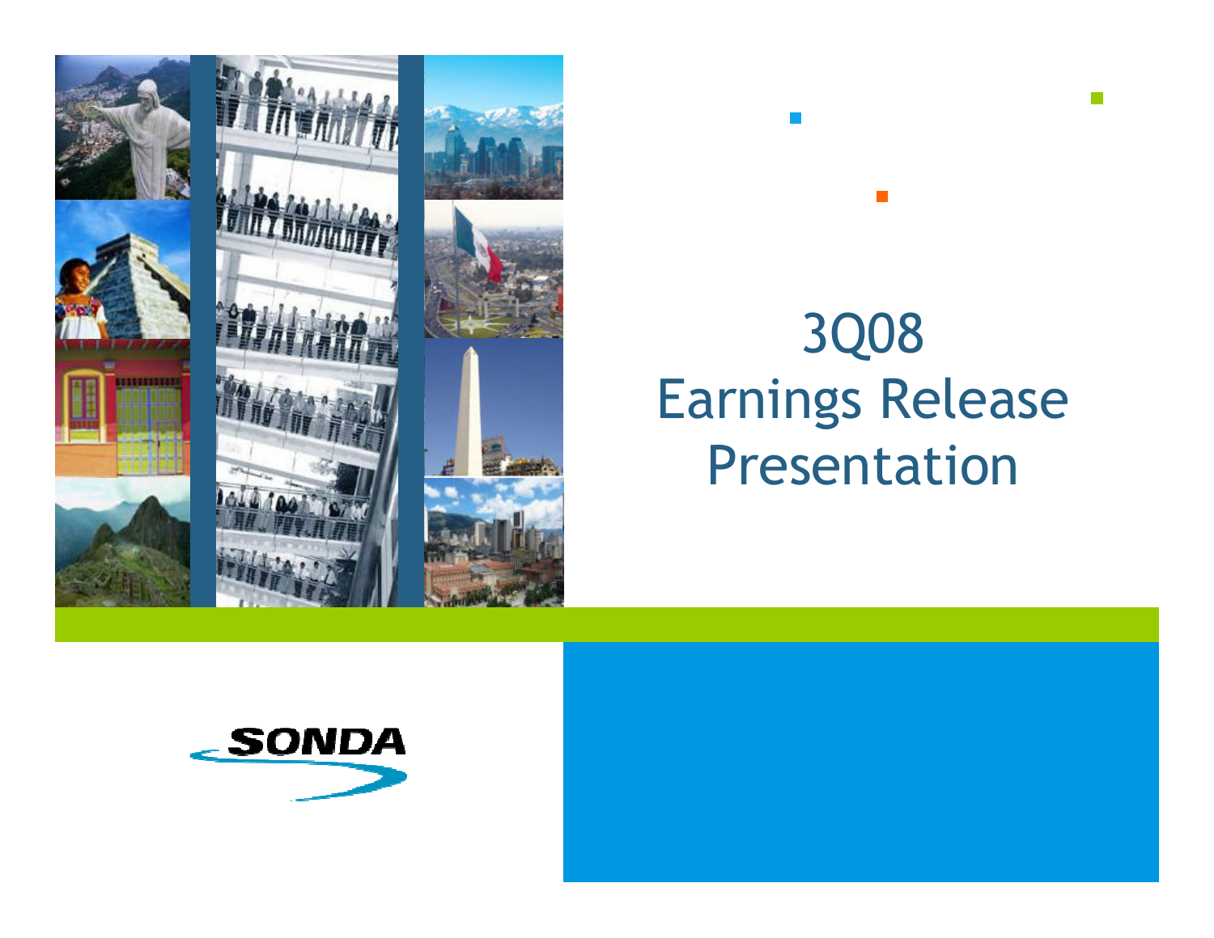# 3Q08 Earnings Release Presentation

SONDA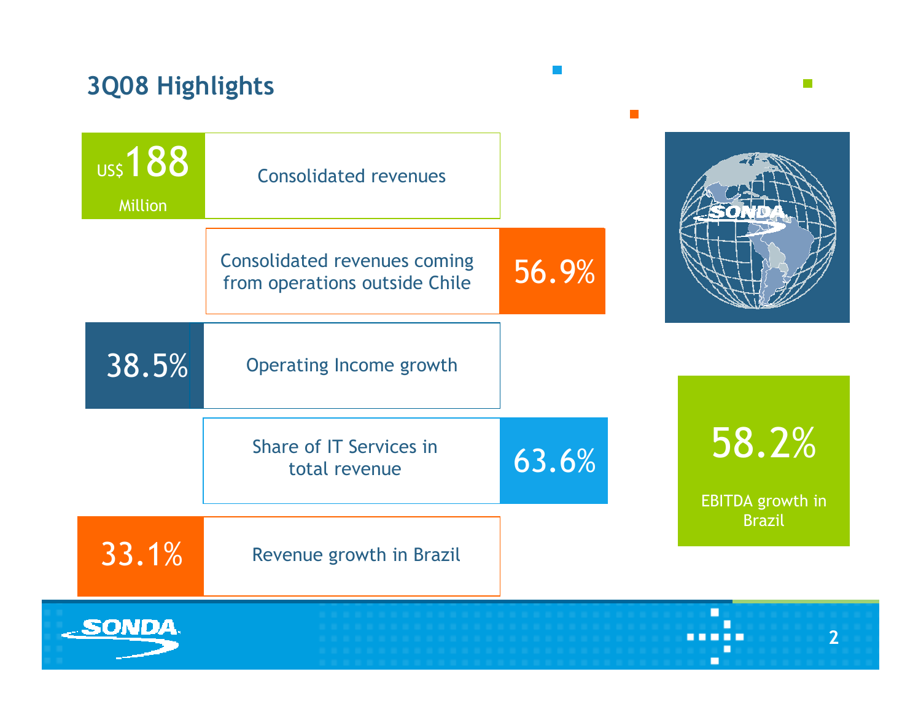## 3Q08 Highlights

- **US$ 188 Million** — Consolidated revenues
- **56.9%** — Consolidated revenues coming from operations outside Chile
- **38.5%** — Operating Income growth
- **63.6%** — Share of IT Services in total revenue
- **33.1%** — Revenue growth in Brazil
- **58.2%** — EBITDA growth in Brazil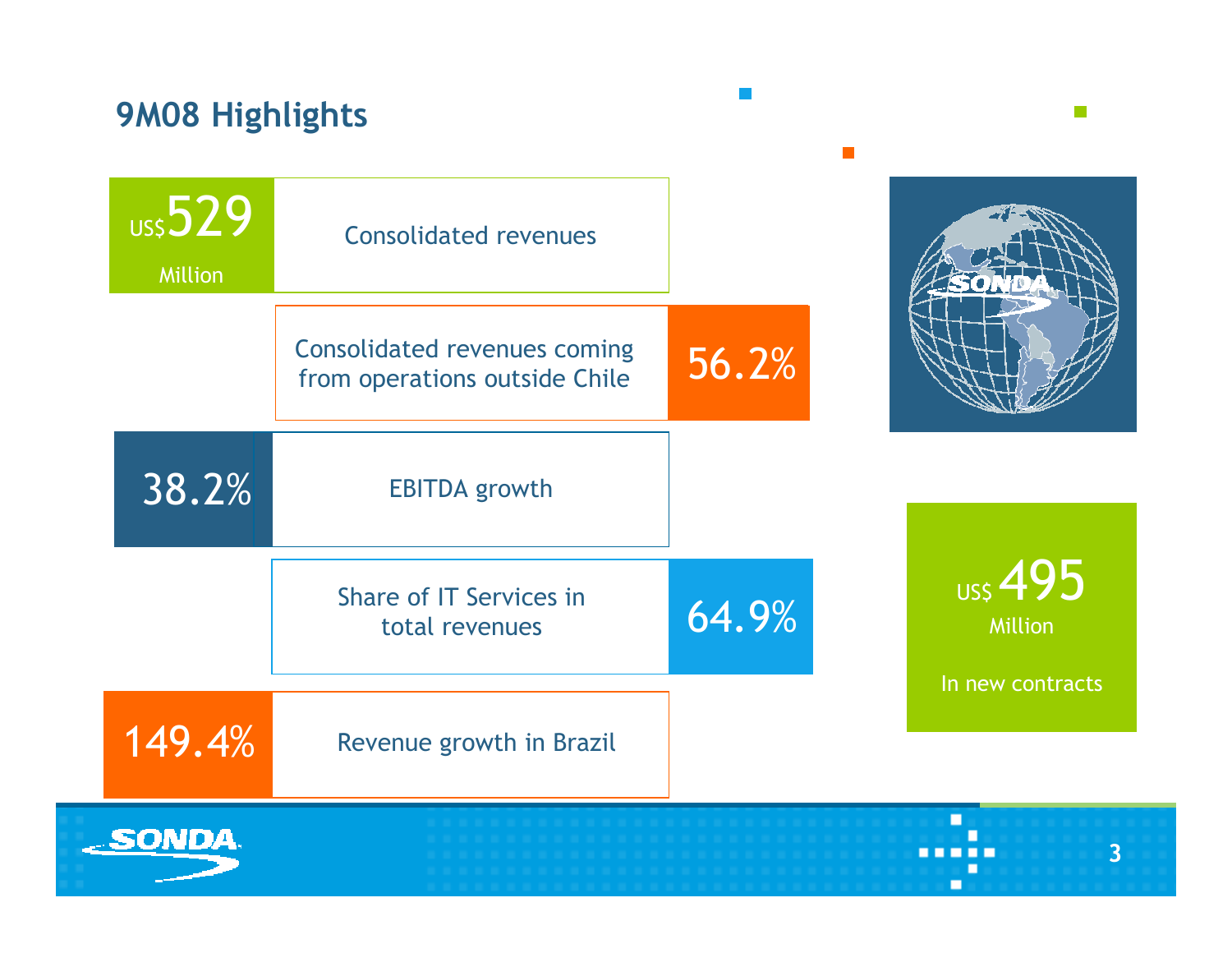# 9M08 Highlights

- **US$529 Million** — Consolidated revenues
- **56.2%** — Consolidated revenues coming from operations outside Chile
- **38.2%** — EBITDA growth
- **64.9%** — Share of IT Services in total revenues
- **149.4%** — Revenue growth in Brazil
- **US$ 495 Million** — In new contracts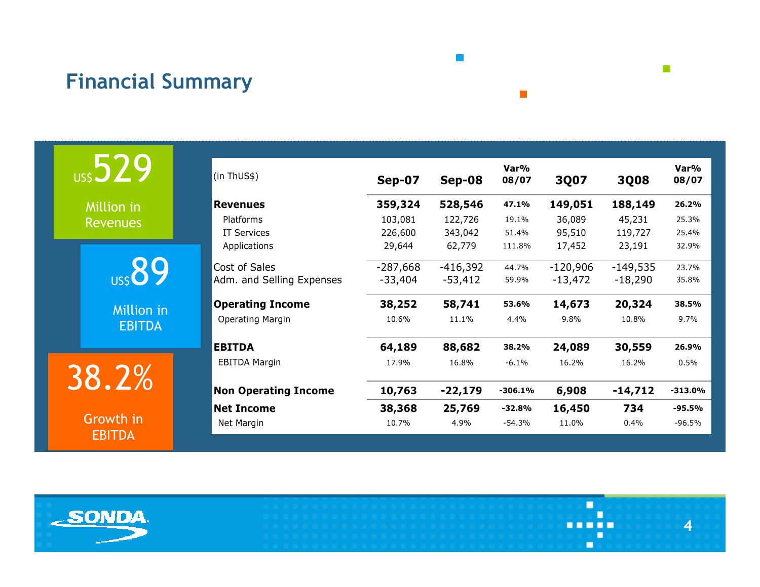# Financial Summary

US$529 Million in Revenues

US$89 Million in EBITDA

38.2% Growth in EBITDA

| (in ThUS$) | Sep-07 | Sep-08 | Var% 08/07 | 3Q07 | 3Q08 | Var% 08/07 |
|---|---|---|---|---|---|---|
| **Revenues** | **359,324** | **528,546** | **47.1%** | **149,051** | **188,149** | **26.2%** |
| Platforms | 103,081 | 122,726 | 19.1% | 36,089 | 45,231 | 25.3% |
| IT Services | 226,600 | 343,042 | 51.4% | 95,510 | 119,727 | 25.4% |
| Applications | 29,644 | 62,779 | 111.8% | 17,452 | 23,191 | 32.9% |
| Cost of Sales | -287,668 | -416,392 | 44.7% | -120,906 | -149,535 | 23.7% |
| Adm. and Selling Expenses | -33,404 | -53,412 | 59.9% | -13,472 | -18,290 | 35.8% |
| **Operating Income** | **38,252** | **58,741** | **53.6%** | **14,673** | **20,324** | **38.5%** |
| Operating Margin | 10.6% | 11.1% | 4.4% | 9.8% | 10.8% | 9.7% |
| **EBITDA** | **64,189** | **88,682** | **38.2%** | **24,089** | **30,559** | **26.9%** |
| EBITDA Margin | 17.9% | 16.8% | -6.1% | 16.2% | 16.2% | 0.5% |
| **Non Operating Income** | **10,763** | **-22,179** | **-306.1%** | **6,908** | **-14,712** | **-313.0%** |
| **Net Income** | **38,368** | **25,769** | **-32.8%** | **16,450** | **734** | **-95.5%** |
| Net Margin | 10.7% | 4.9% | -54.3% | 11.0% | 0.4% | -96.5% |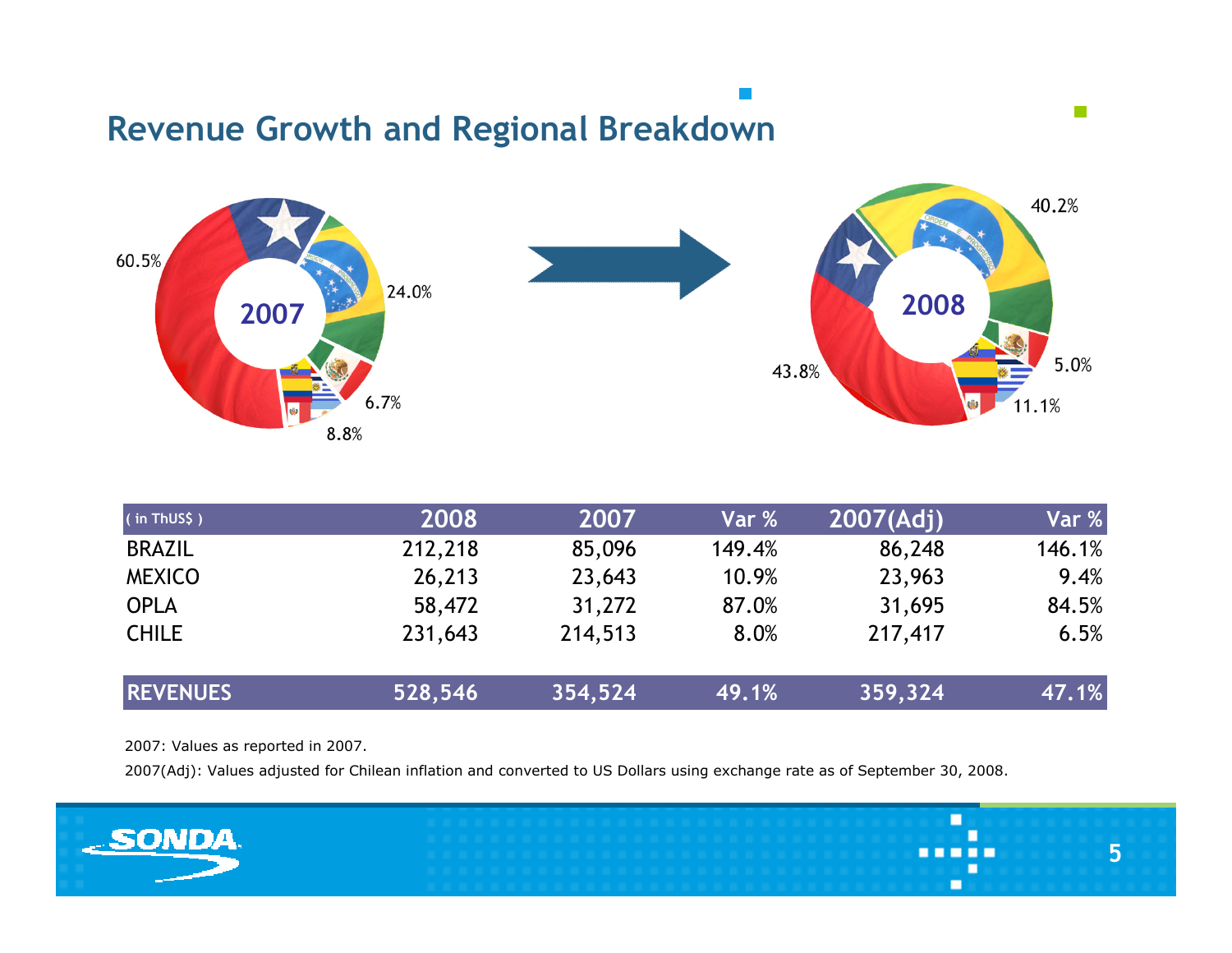# Revenue Growth and Regional Breakdown

| ( in ThUS$ ) | 2008 | 2007 | Var % | 2007(Adj) | Var % |
|---|---|---|---|---|---|
| BRAZIL | 212,218 | 85,096 | 149.4% | 86,248 | 146.1% |
| MEXICO | 26,213 | 23,643 | 10.9% | 23,963 | 9.4% |
| OPLA | 58,472 | 31,272 | 87.0% | 31,695 | 84.5% |
| CHILE | 231,643 | 214,513 | 8.0% | 217,417 | 6.5% |
| **REVENUES** | **528,546** | **354,524** | **49.1%** | **359,324** | **47.1%** |

2007: Values as reported in 2007.

2007(Adj): Values adjusted for Chilean inflation and converted to US Dollars using exchange rate as of September 30, 2008.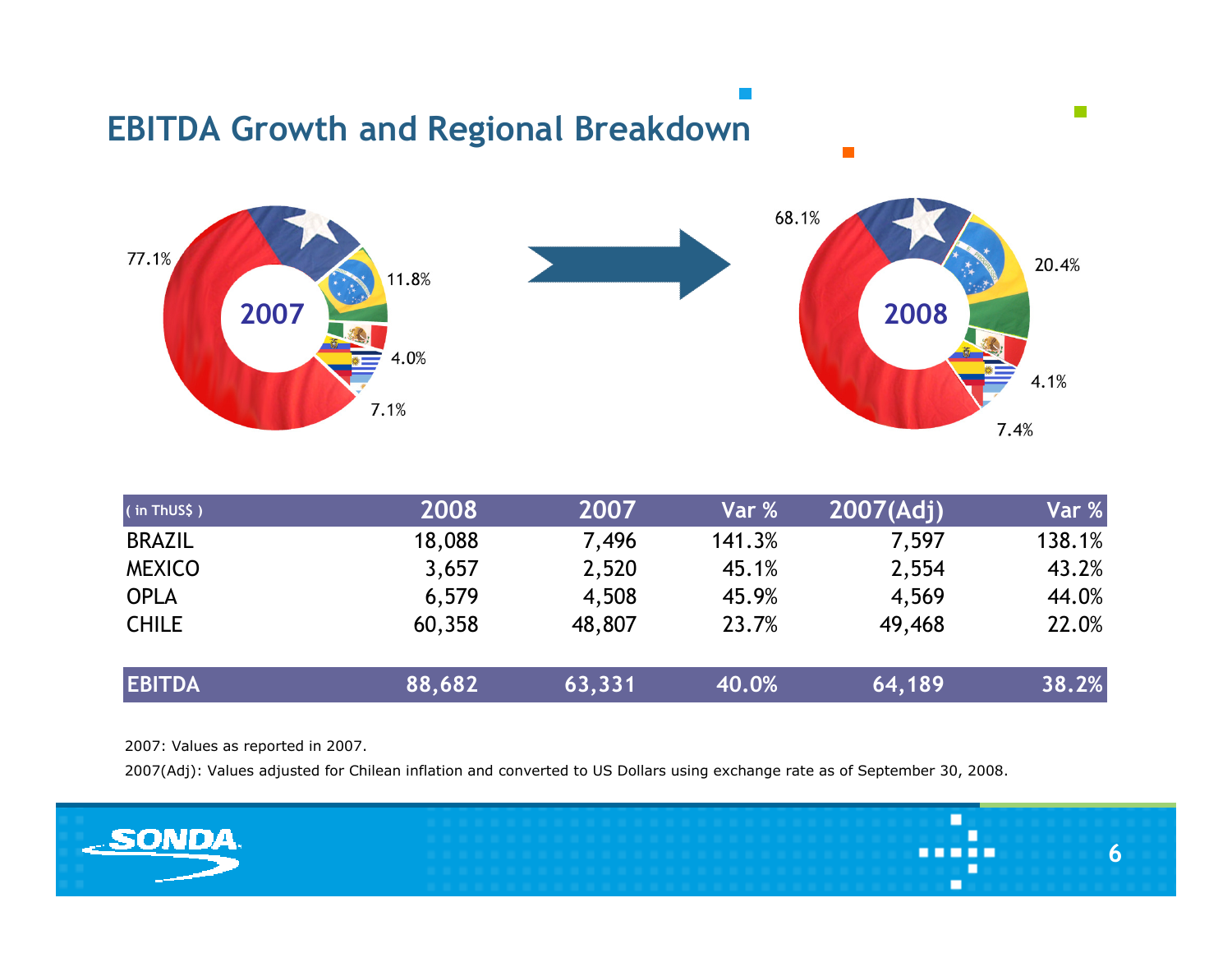# EBITDA Growth and Regional Breakdown

| ( in ThUS$ ) | 2008 | 2007 | Var % | 2007(Adj) | Var % |
|---|---|---|---|---|---|
| BRAZIL | 18,088 | 7,496 | 141.3% | 7,597 | 138.1% |
| MEXICO | 3,657 | 2,520 | 45.1% | 2,554 | 43.2% |
| OPLA | 6,579 | 4,508 | 45.9% | 4,569 | 44.0% |
| CHILE | 60,358 | 48,807 | 23.7% | 49,468 | 22.0% |
| **EBITDA** | **88,682** | **63,331** | **40.0%** | **64,189** | **38.2%** |

2007: Values as reported in 2007.

2007(Adj): Values adjusted for Chilean inflation and converted to US Dollars using exchange rate as of September 30, 2008.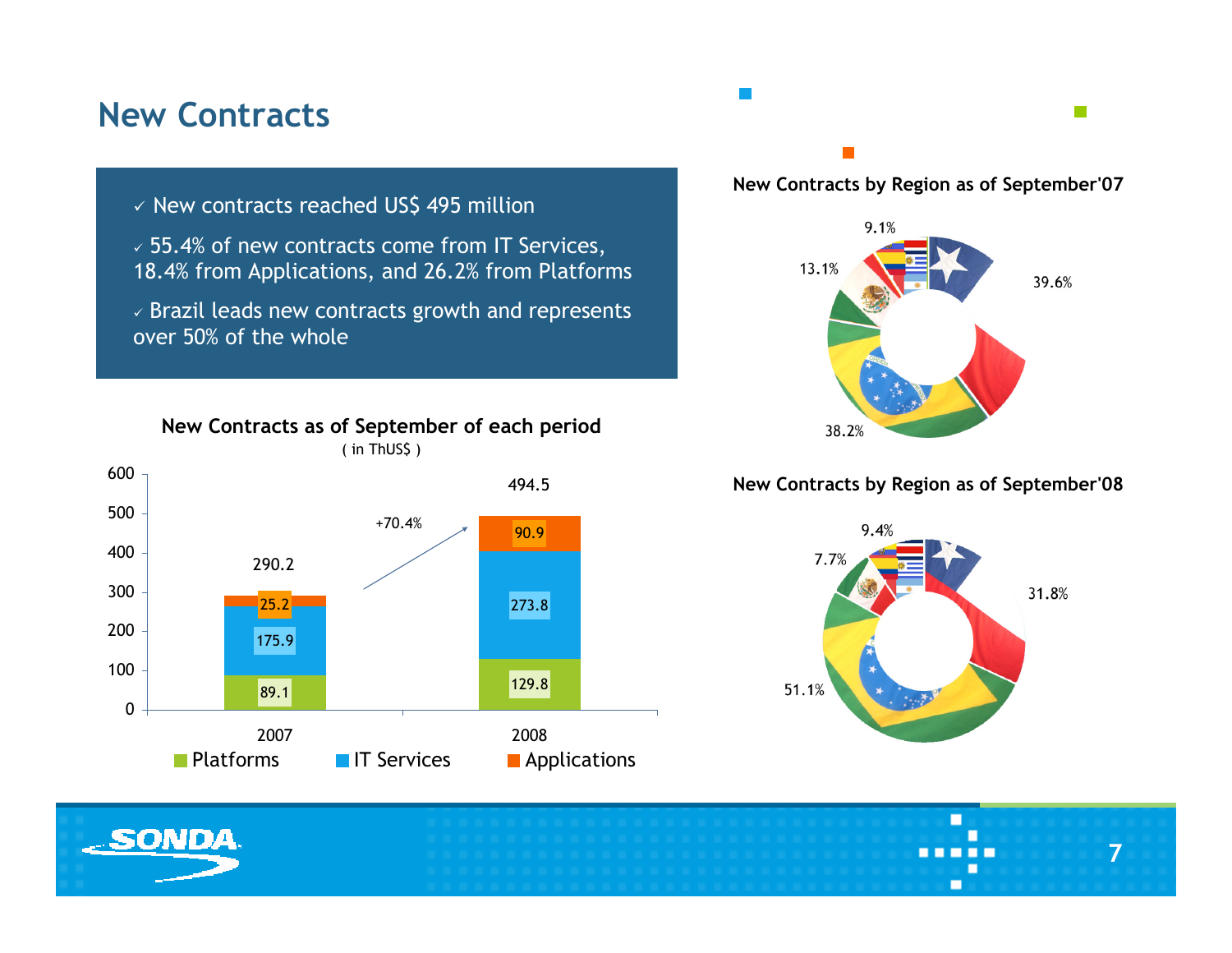# New Contracts

- ✓ New contracts reached US$ 495 million
- ✓ 55.4% of new contracts come from IT Services, 18.4% from Applications, and 26.2% from Platforms
- ✓ Brazil leads new contracts growth and represents over 50% of the whole

**New Contracts as of September of each period**
( in ThUS$ )

| | 2007 | 2008 |
|---|---|---|
| Platforms | 89.1 | 129.8 |
| IT Services | 175.9 | 273.8 |
| Applications | 25.2 | 90.9 |
| Total | 290.2 | 494.5 |

+70.4%

**New Contracts by Region as of September'07**

39.6% · 38.2% · 13.1% · 9.1%

**New Contracts by Region as of September'08**

51.1% · 31.8% · 9.4% · 7.7%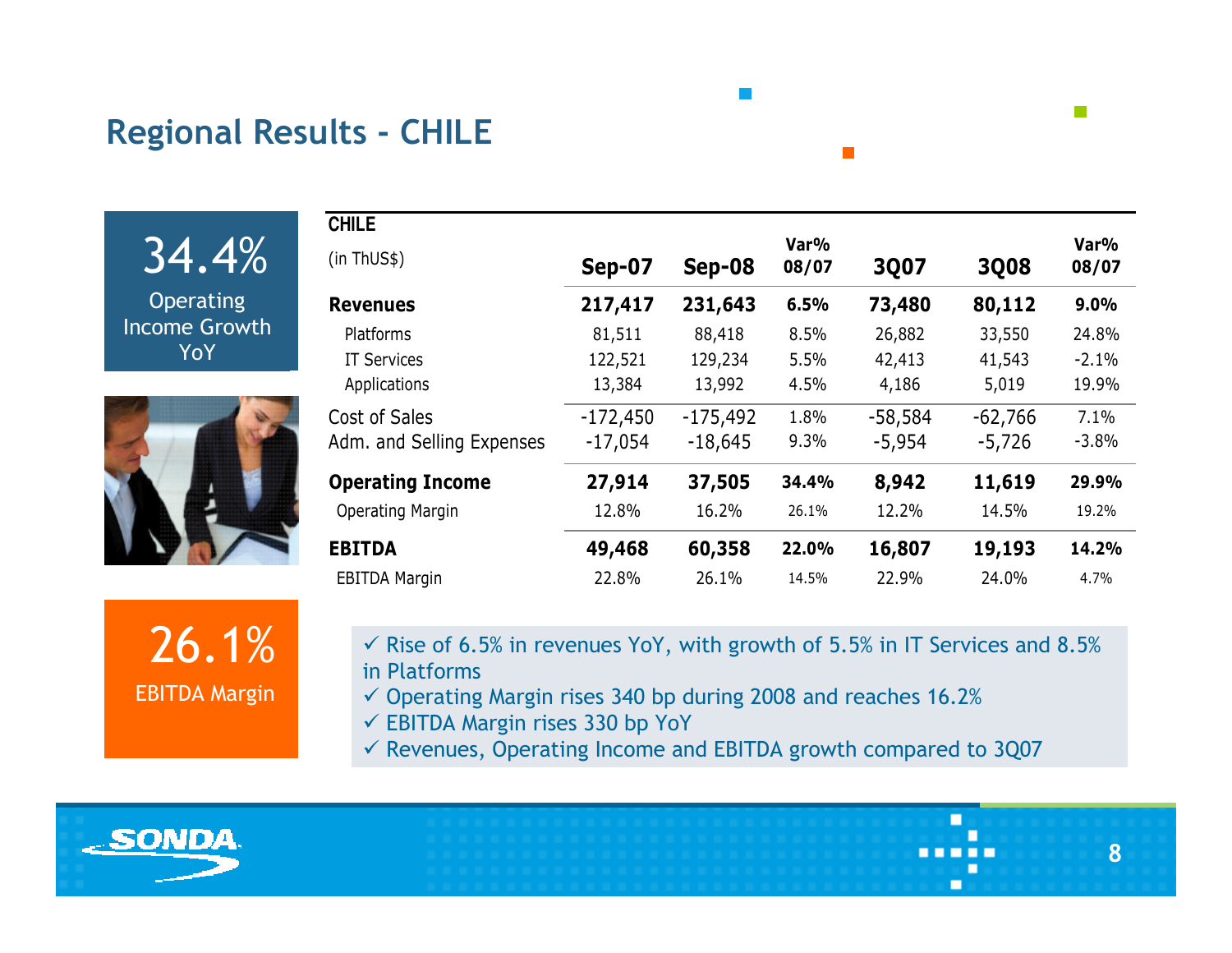# Regional Results - CHILE

**34.4%**
Operating Income Growth YoY

**26.1%**
EBITDA Margin

| CHILE (in ThUS$) | Sep-07 | Sep-08 | Var% 08/07 | 3Q07 | 3Q08 | Var% 08/07 |
|---|---|---|---|---|---|---|
| **Revenues** | **217,417** | **231,643** | **6.5%** | **73,480** | **80,112** | **9.0%** |
| Platforms | 81,511 | 88,418 | 8.5% | 26,882 | 33,550 | 24.8% |
| IT Services | 122,521 | 129,234 | 5.5% | 42,413 | 41,543 | -2.1% |
| Applications | 13,384 | 13,992 | 4.5% | 4,186 | 5,019 | 19.9% |
| Cost of Sales | -172,450 | -175,492 | 1.8% | -58,584 | -62,766 | 7.1% |
| Adm. and Selling Expenses | -17,054 | -18,645 | 9.3% | -5,954 | -5,726 | -3.8% |
| **Operating Income** | **27,914** | **37,505** | **34.4%** | **8,942** | **11,619** | **29.9%** |
| Operating Margin | 12.8% | 16.2% | 26.1% | 12.2% | 14.5% | 19.2% |
| **EBITDA** | **49,468** | **60,358** | **22.0%** | **16,807** | **19,193** | **14.2%** |
| EBITDA Margin | 22.8% | 26.1% | 14.5% | 22.9% | 24.0% | 4.7% |

- ✓ Rise of 6.5% in revenues YoY, with growth of 5.5% in IT Services and 8.5% in Platforms
- ✓ Operating Margin rises 340 bp during 2008 and reaches 16.2%
- ✓ EBITDA Margin rises 330 bp YoY
- ✓ Revenues, Operating Income and EBITDA growth compared to 3Q07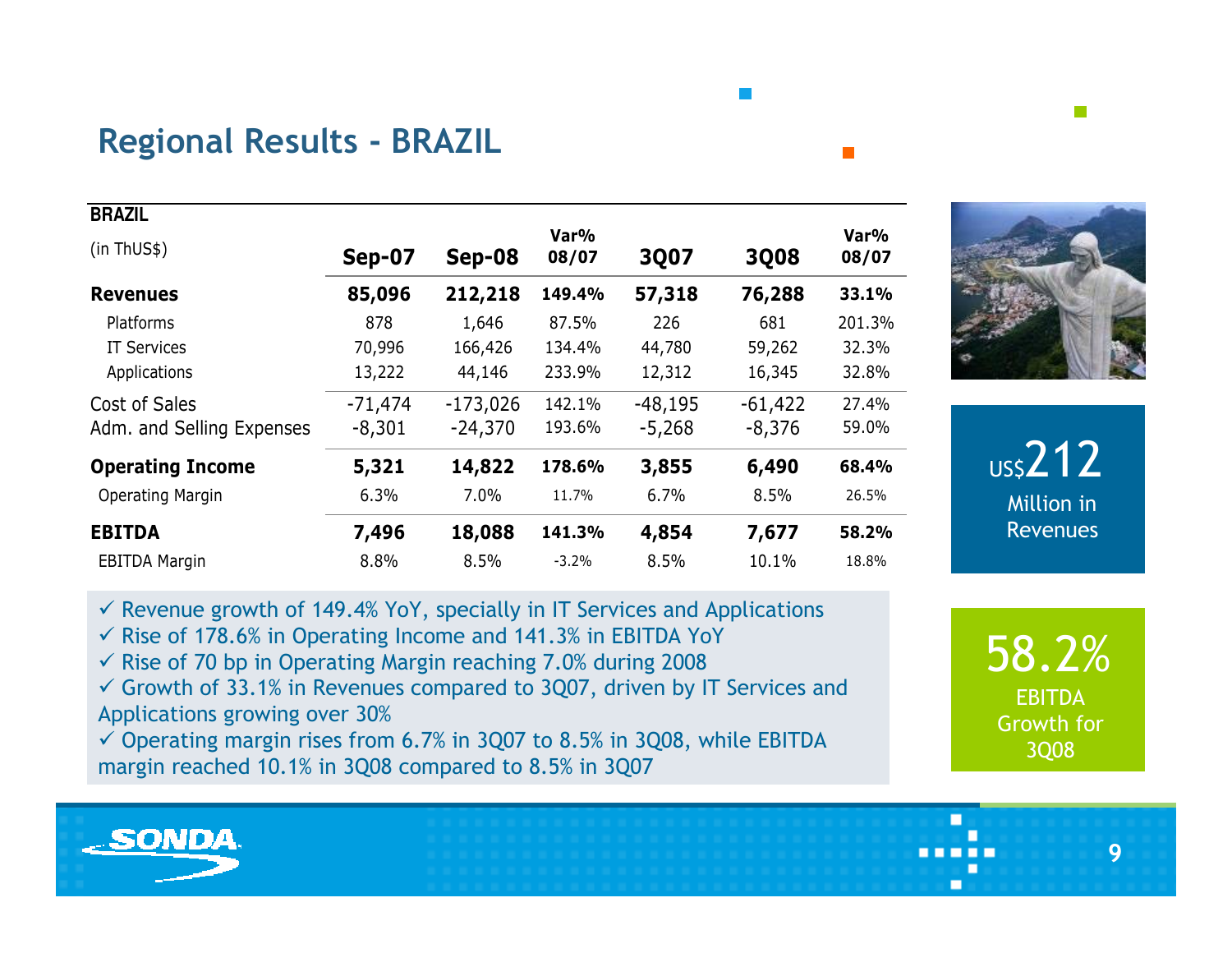# Regional Results - BRAZIL

| BRAZIL (in ThUS$) | Sep-07 | Sep-08 | Var% 08/07 | 3Q07 | 3Q08 | Var% 08/07 |
|---|---|---|---|---|---|---|
| **Revenues** | **85,096** | **212,218** | **149.4%** | **57,318** | **76,288** | **33.1%** |
| Platforms | 878 | 1,646 | 87.5% | 226 | 681 | 201.3% |
| IT Services | 70,996 | 166,426 | 134.4% | 44,780 | 59,262 | 32.3% |
| Applications | 13,222 | 44,146 | 233.9% | 12,312 | 16,345 | 32.8% |
| Cost of Sales | -71,474 | -173,026 | 142.1% | -48,195 | -61,422 | 27.4% |
| Adm. and Selling Expenses | -8,301 | -24,370 | 193.6% | -5,268 | -8,376 | 59.0% |
| **Operating Income** | **5,321** | **14,822** | **178.6%** | **3,855** | **6,490** | **68.4%** |
| Operating Margin | 6.3% | 7.0% | 11.7% | 6.7% | 8.5% | 26.5% |
| **EBITDA** | **7,496** | **18,088** | **141.3%** | **4,854** | **7,677** | **58.2%** |
| EBITDA Margin | 8.8% | 8.5% | -3.2% | 8.5% | 10.1% | 18.8% |

- ✓ Revenue growth of 149.4% YoY, specially in IT Services and Applications
- ✓ Rise of 178.6% in Operating Income and 141.3% in EBITDA YoY
- ✓ Rise of 70 bp in Operating Margin reaching 7.0% during 2008
- ✓ Growth of 33.1% in Revenues compared to 3Q07, driven by IT Services and Applications growing over 30%
- ✓ Operating margin rises from 6.7% in 3Q07 to 8.5% in 3Q08, while EBITDA margin reached 10.1% in 3Q08 compared to 8.5% in 3Q07

US$212 Million in Revenues

58.2% EBITDA Growth for 3Q08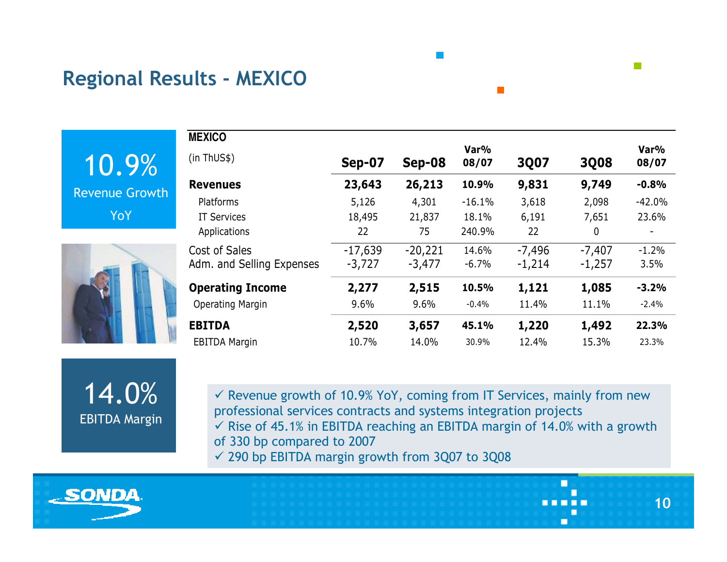# Regional Results - MEXICO

**10.9%**
Revenue Growth YoY

**14.0%**
EBITDA Margin

| **MEXICO** (in ThUS$) | Sep-07 | Sep-08 | Var% 08/07 | 3Q07 | 3Q08 | Var% 08/07 |
|---|---|---|---|---|---|---|
| **Revenues** | **23,643** | **26,213** | **10.9%** | **9,831** | **9,749** | **-0.8%** |
| Platforms | 5,126 | 4,301 | -16.1% | 3,618 | 2,098 | -42.0% |
| IT Services | 18,495 | 21,837 | 18.1% | 6,191 | 7,651 | 23.6% |
| Applications | 22 | 75 | 240.9% | 22 | 0 | - |
| Cost of Sales | -17,639 | -20,221 | 14.6% | -7,496 | -7,407 | -1.2% |
| Adm. and Selling Expenses | -3,727 | -3,477 | -6.7% | -1,214 | -1,257 | 3.5% |
| **Operating Income** | **2,277** | **2,515** | **10.5%** | **1,121** | **1,085** | **-3.2%** |
| Operating Margin | 9.6% | 9.6% | -0.4% | 11.4% | 11.1% | -2.4% |
| **EBITDA** | **2,520** | **3,657** | **45.1%** | **1,220** | **1,492** | **22.3%** |
| EBITDA Margin | 10.7% | 14.0% | 30.9% | 12.4% | 15.3% | 23.3% |

- ✓ Revenue growth of 10.9% YoY, coming from IT Services, mainly from new professional services contracts and systems integration projects
- ✓ Rise of 45.1% in EBITDA reaching an EBITDA margin of 14.0% with a growth of 330 bp compared to 2007
- ✓ 290 bp EBITDA margin growth from 3Q07 to 3Q08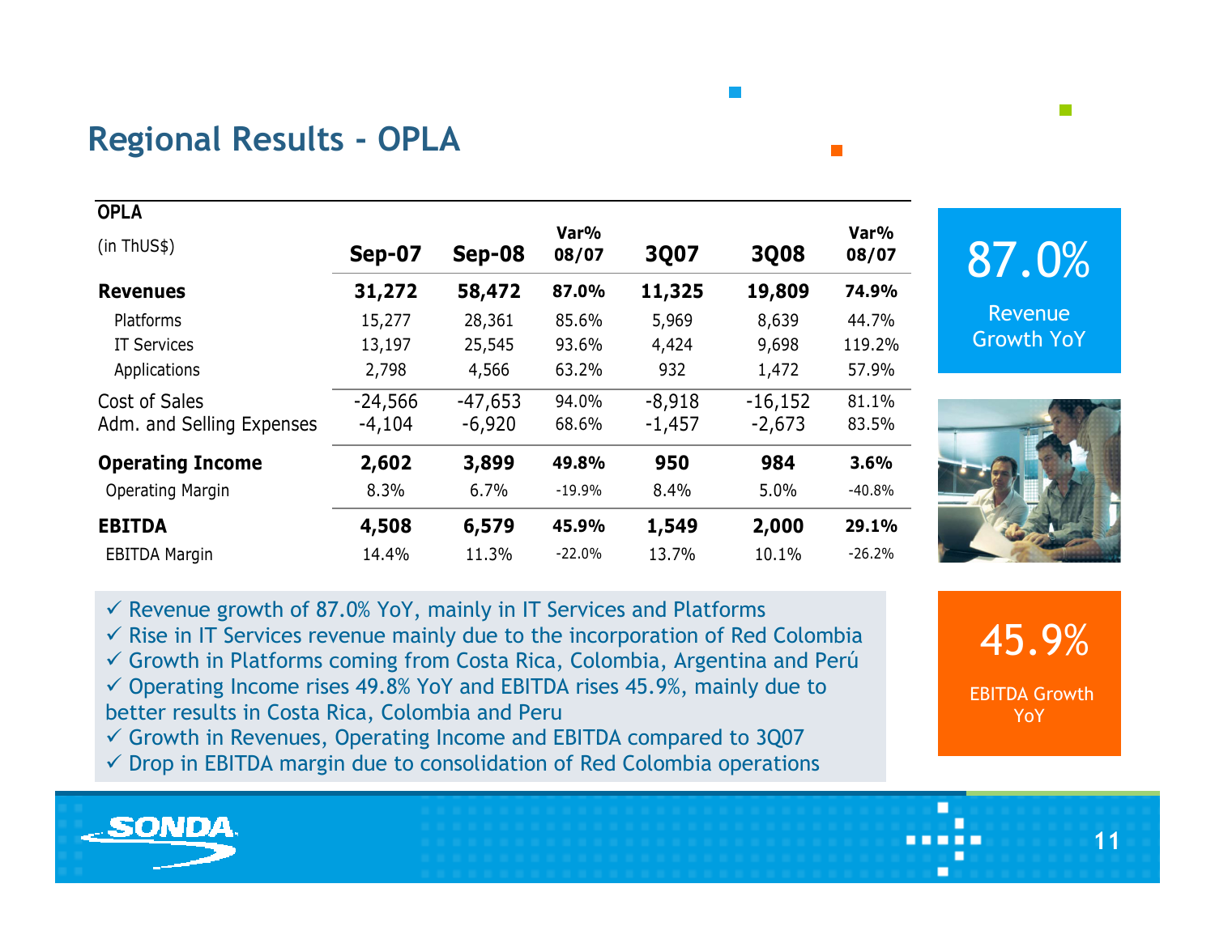# Regional Results - OPLA

| OPLA (in ThUS$) | Sep-07 | Sep-08 | Var% 08/07 | 3Q07 | 3Q08 | Var% 08/07 |
|---|---|---|---|---|---|---|
| **Revenues** | **31,272** | **58,472** | **87.0%** | **11,325** | **19,809** | **74.9%** |
| Platforms | 15,277 | 28,361 | 85.6% | 5,969 | 8,639 | 44.7% |
| IT Services | 13,197 | 25,545 | 93.6% | 4,424 | 9,698 | 119.2% |
| Applications | 2,798 | 4,566 | 63.2% | 932 | 1,472 | 57.9% |
| Cost of Sales | -24,566 | -47,653 | 94.0% | -8,918 | -16,152 | 81.1% |
| Adm. and Selling Expenses | -4,104 | -6,920 | 68.6% | -1,457 | -2,673 | 83.5% |
| **Operating Income** | **2,602** | **3,899** | **49.8%** | **950** | **984** | **3.6%** |
| Operating Margin | 8.3% | 6.7% | -19.9% | 8.4% | 5.0% | -40.8% |
| **EBITDA** | **4,508** | **6,579** | **45.9%** | **1,549** | **2,000** | **29.1%** |
| EBITDA Margin | 14.4% | 11.3% | -22.0% | 13.7% | 10.1% | -26.2% |

**87.0%** Revenue Growth YoY

**45.9%** EBITDA Growth YoY

- ✓ Revenue growth of 87.0% YoY, mainly in IT Services and Platforms
- ✓ Rise in IT Services revenue mainly due to the incorporation of Red Colombia
- ✓ Growth in Platforms coming from Costa Rica, Colombia, Argentina and Perú
- ✓ Operating Income rises 49.8% YoY and EBITDA rises 45.9%, mainly due to better results in Costa Rica, Colombia and Peru
- ✓ Growth in Revenues, Operating Income and EBITDA compared to 3Q07
- ✓ Drop in EBITDA margin due to consolidation of Red Colombia operations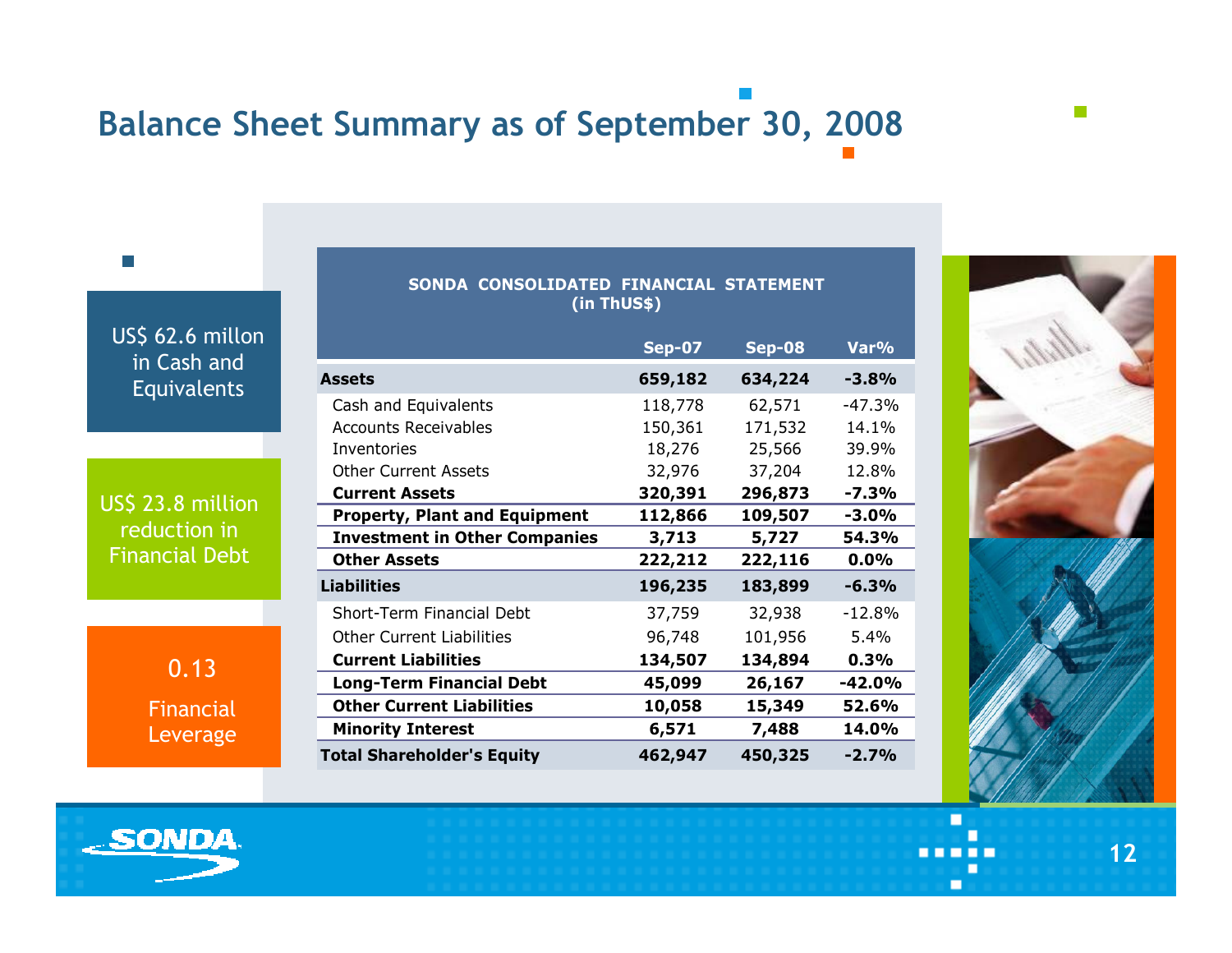# Balance Sheet Summary as of September 30, 2008

US$ 62.6 millon in Cash and Equivalents

US$ 23.8 million reduction in Financial Debt

0.13

Financial Leverage

**SONDA CONSOLIDATED FINANCIAL STATEMENT**
**(in ThUS$)**

| | Sep-07 | Sep-08 | Var% |
|---|---|---|---|
| **Assets** | **659,182** | **634,224** | **-3.8%** |
| Cash and Equivalents | 118,778 | 62,571 | -47.3% |
| Accounts Receivables | 150,361 | 171,532 | 14.1% |
| Inventories | 18,276 | 25,566 | 39.9% |
| Other Current Assets | 32,976 | 37,204 | 12.8% |
| **Current Assets** | **320,391** | **296,873** | **-7.3%** |
| **Property, Plant and Equipment** | **112,866** | **109,507** | **-3.0%** |
| **Investment in Other Companies** | **3,713** | **5,727** | **54.3%** |
| **Other Assets** | **222,212** | **222,116** | **0.0%** |
| **Liabilities** | **196,235** | **183,899** | **-6.3%** |
| Short-Term Financial Debt | 37,759 | 32,938 | -12.8% |
| Other Current Liabilities | 96,748 | 101,956 | 5.4% |
| **Current Liabilities** | **134,507** | **134,894** | **0.3%** |
| **Long-Term Financial Debt** | **45,099** | **26,167** | **-42.0%** |
| **Other Current Liabilities** | **10,058** | **15,349** | **52.6%** |
| **Minority Interest** | **6,571** | **7,488** | **14.0%** |
| **Total Shareholder's Equity** | **462,947** | **450,325** | **-2.7%** |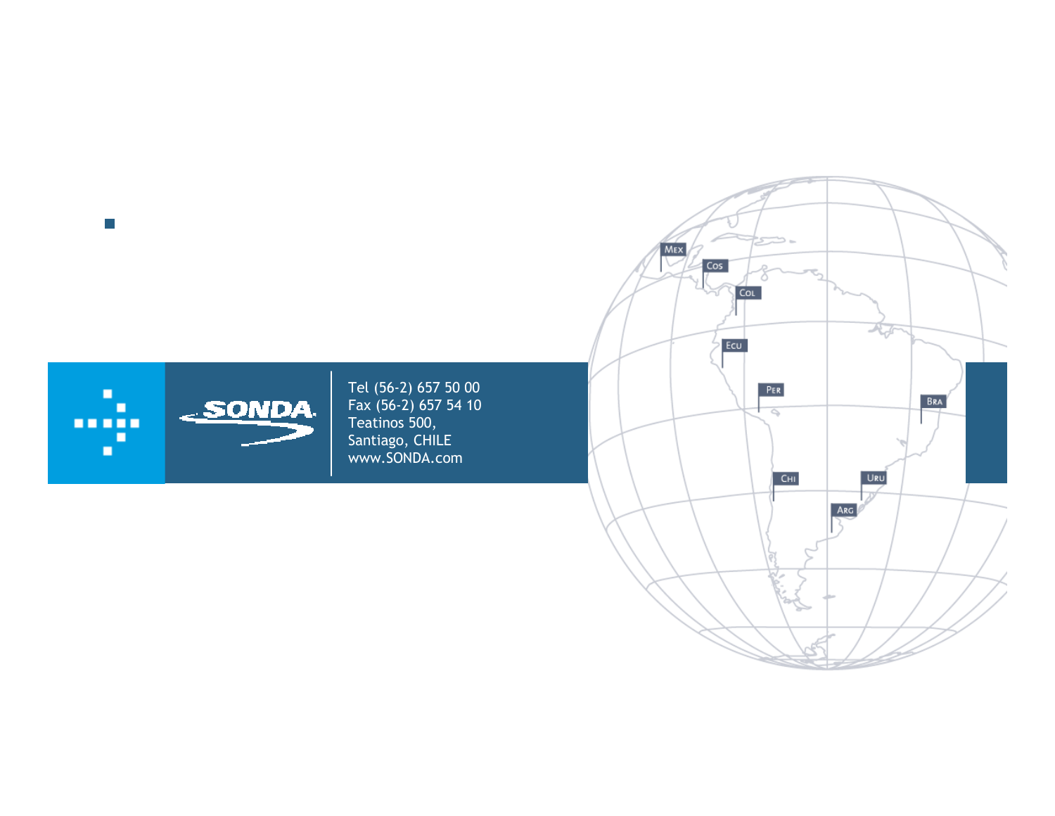Tel (56-2) 657 50 00
Fax (56-2) 657 54 10
Teatinos 500,
Santiago, CHILE
www.SONDA.com